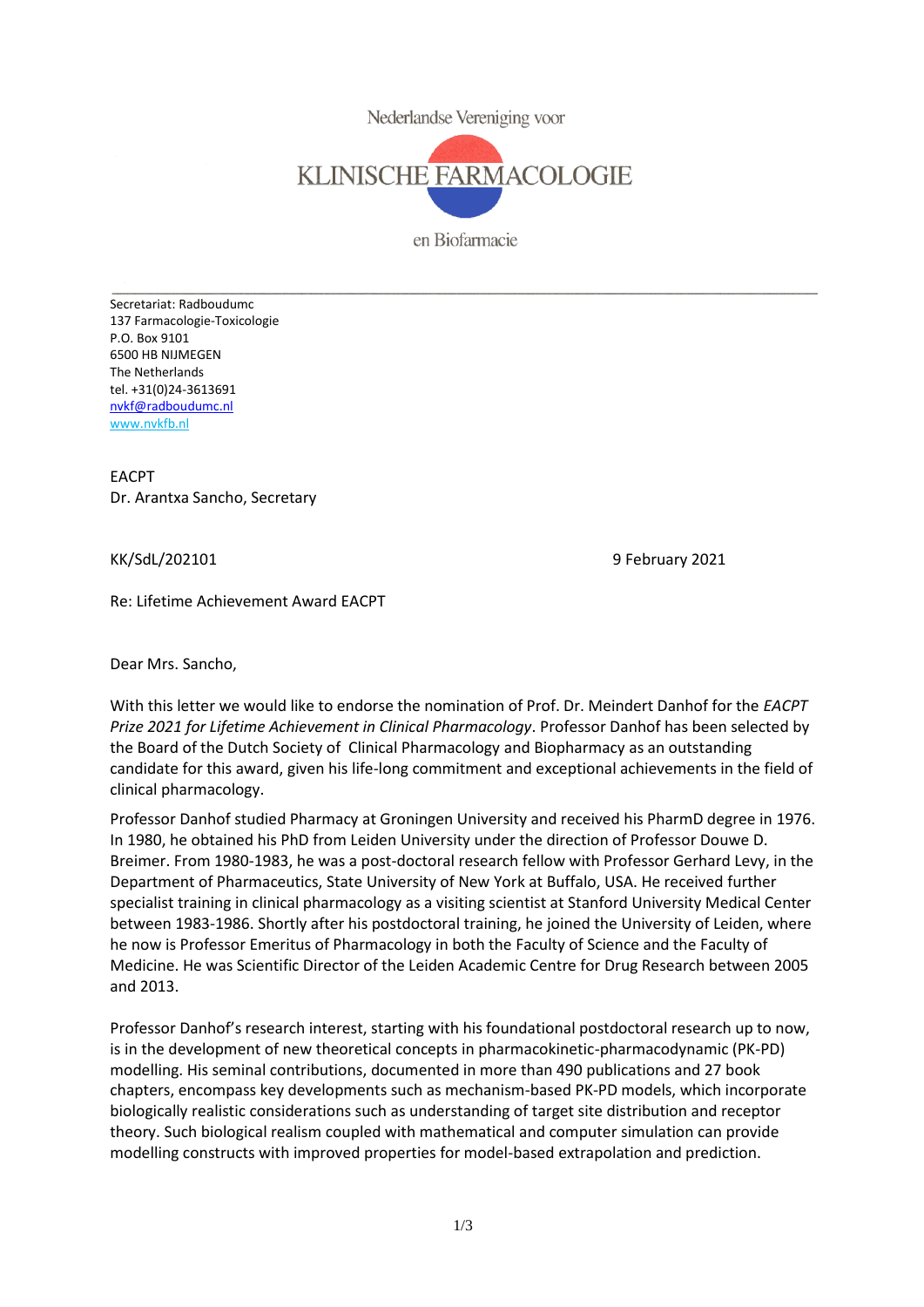Nederlandse Vereniging voor

KLINISCHE FARMACOLOGIE

en Biofarmacie

---

Secretariat: Radboudumc
137 Farmacologie-Toxicologie
P.O. Box 9101
6500 HB NIJMEGEN
The Netherlands
tel. +31(0)24-3613691
nvkf@radboudumc.nl
www.nvkfb.nl

EACPT
Dr. Arantxa Sancho, Secretary

KK/SdL/202101 9 February 2021

Re: Lifetime Achievement Award EACPT

Dear Mrs. Sancho,

With this letter we would like to endorse the nomination of Prof. Dr. Meindert Danhof for the *EACPT Prize 2021 for Lifetime Achievement in Clinical Pharmacology*. Professor Danhof has been selected by the Board of the Dutch Society of Clinical Pharmacology and Biopharmacy as an outstanding candidate for this award, given his life-long commitment and exceptional achievements in the field of clinical pharmacology.

Professor Danhof studied Pharmacy at Groningen University and received his PharmD degree in 1976. In 1980, he obtained his PhD from Leiden University under the direction of Professor Douwe D. Breimer. From 1980-1983, he was a post-doctoral research fellow with Professor Gerhard Levy, in the Department of Pharmaceutics, State University of New York at Buffalo, USA. He received further specialist training in clinical pharmacology as a visiting scientist at Stanford University Medical Center between 1983-1986. Shortly after his postdoctoral training, he joined the University of Leiden, where he now is Professor Emeritus of Pharmacology in both the Faculty of Science and the Faculty of Medicine. He was Scientific Director of the Leiden Academic Centre for Drug Research between 2005 and 2013.

Professor Danhof's research interest, starting with his foundational postdoctoral research up to now, is in the development of new theoretical concepts in pharmacokinetic-pharmacodynamic (PK-PD) modelling. His seminal contributions, documented in more than 490 publications and 27 book chapters, encompass key developments such as mechanism-based PK-PD models, which incorporate biologically realistic considerations such as understanding of target site distribution and receptor theory. Such biological realism coupled with mathematical and computer simulation can provide modelling constructs with improved properties for model-based extrapolation and prediction.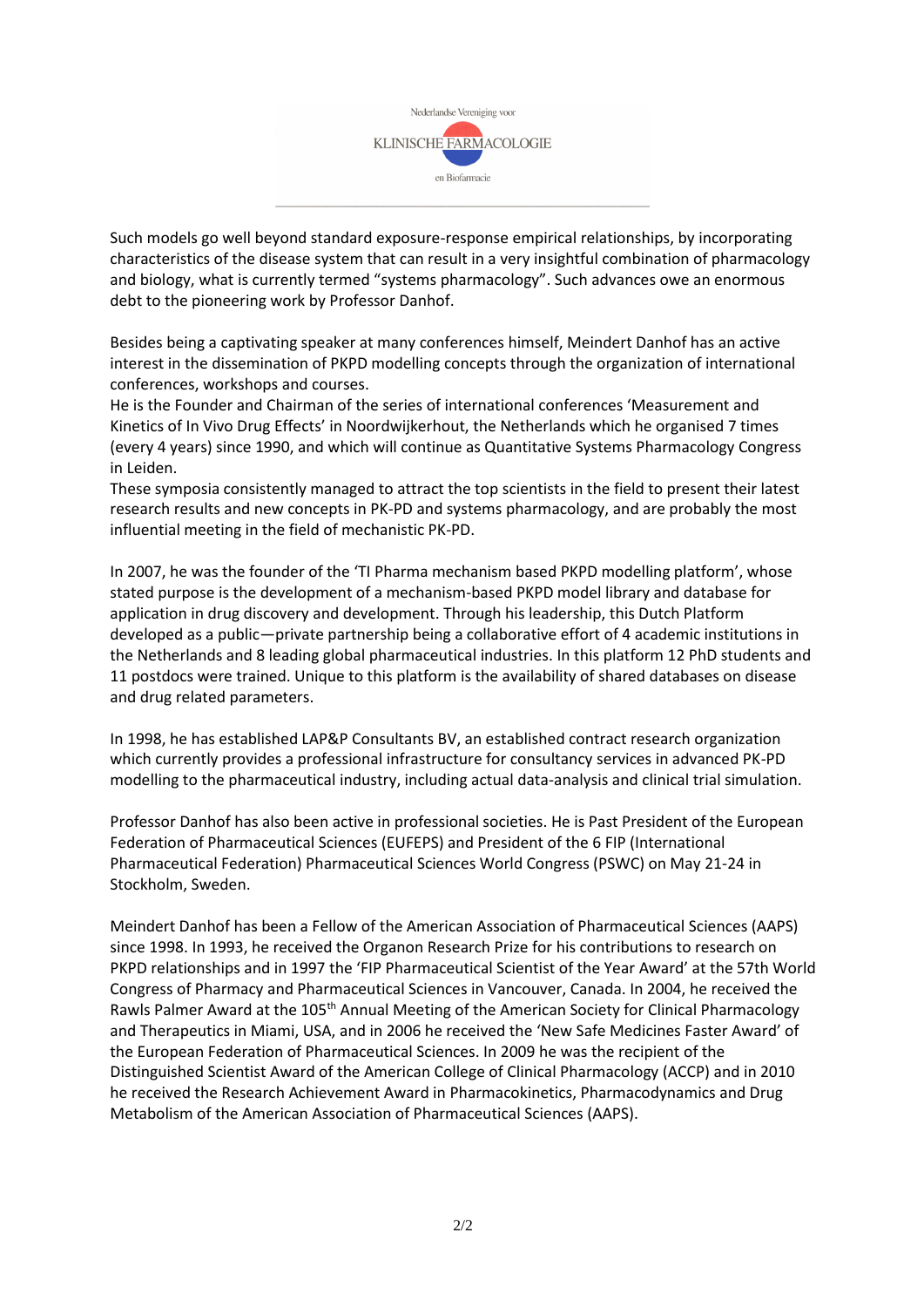Such models go well beyond standard exposure-response empirical relationships, by incorporating characteristics of the disease system that can result in a very insightful combination of pharmacology and biology, what is currently termed “systems pharmacology”. Such advances owe an enormous debt to the pioneering work by Professor Danhof.

Besides being a captivating speaker at many conferences himself, Meindert Danhof has an active interest in the dissemination of PKPD modelling concepts through the organization of international conferences, workshops and courses.
He is the Founder and Chairman of the series of international conferences ‘Measurement and Kinetics of In Vivo Drug Effects’ in Noordwijkerhout, the Netherlands which he organised 7 times (every 4 years) since 1990, and which will continue as Quantitative Systems Pharmacology Congress in Leiden.
These symposia consistently managed to attract the top scientists in the field to present their latest research results and new concepts in PK-PD and systems pharmacology, and are probably the most influential meeting in the field of mechanistic PK-PD.

In 2007, he was the founder of the ‘TI Pharma mechanism based PKPD modelling platform’, whose stated purpose is the development of a mechanism-based PKPD model library and database for application in drug discovery and development. Through his leadership, this Dutch Platform developed as a public—private partnership being a collaborative effort of 4 academic institutions in the Netherlands and 8 leading global pharmaceutical industries. In this platform 12 PhD students and 11 postdocs were trained. Unique to this platform is the availability of shared databases on disease and drug related parameters.

In 1998, he has established LAP&P Consultants BV, an established contract research organization which currently provides a professional infrastructure for consultancy services in advanced PK-PD modelling to the pharmaceutical industry, including actual data-analysis and clinical trial simulation.

Professor Danhof has also been active in professional societies. He is Past President of the European Federation of Pharmaceutical Sciences (EUFEPS) and President of the 6 FIP (International Pharmaceutical Federation) Pharmaceutical Sciences World Congress (PSWC) on May 21-24 in Stockholm, Sweden.

Meindert Danhof has been a Fellow of the American Association of Pharmaceutical Sciences (AAPS) since 1998. In 1993, he received the Organon Research Prize for his contributions to research on PKPD relationships and in 1997 the ‘FIP Pharmaceutical Scientist of the Year Award’ at the 57th World Congress of Pharmacy and Pharmaceutical Sciences in Vancouver, Canada. In 2004, he received the Rawls Palmer Award at the 105th Annual Meeting of the American Society for Clinical Pharmacology and Therapeutics in Miami, USA, and in 2006 he received the ‘New Safe Medicines Faster Award’ of the European Federation of Pharmaceutical Sciences. In 2009 he was the recipient of the Distinguished Scientist Award of the American College of Clinical Pharmacology (ACCP) and in 2010 he received the Research Achievement Award in Pharmacokinetics, Pharmacodynamics and Drug Metabolism of the American Association of Pharmaceutical Sciences (AAPS).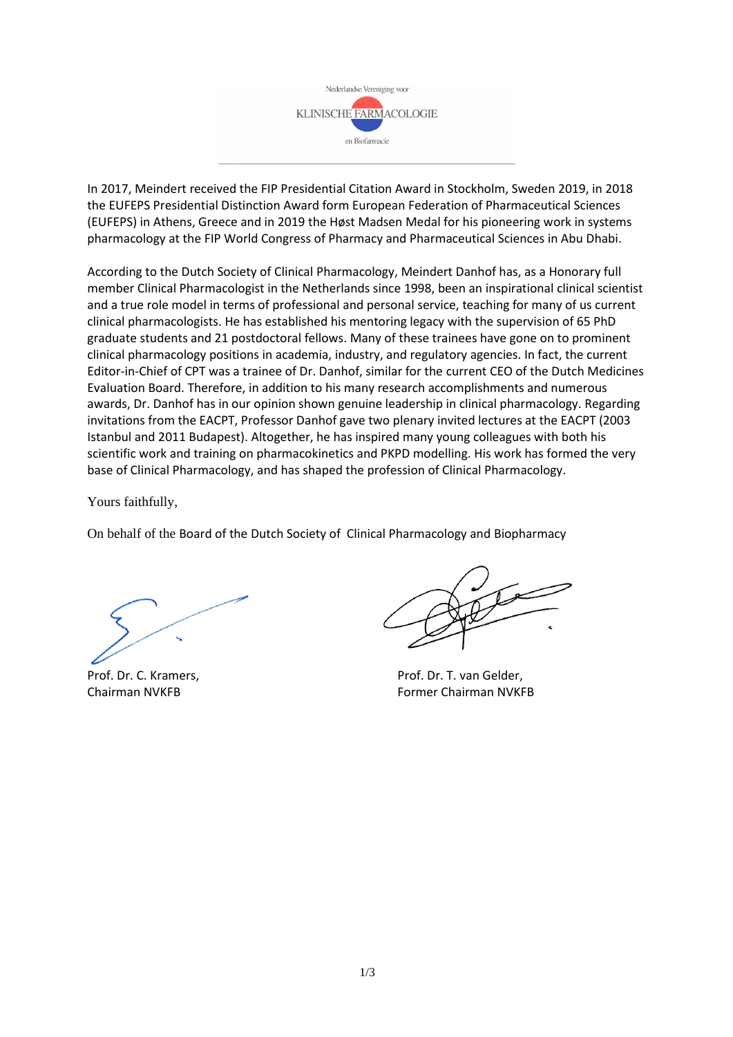Nederlandse Vereniging voor

KLINISCHE FARMACOLOGIE

en Biofarmacie

In 2017, Meindert received the FIP Presidential Citation Award in Stockholm, Sweden 2019, in 2018 the EUFEPS Presidential Distinction Award form European Federation of Pharmaceutical Sciences (EUFEPS) in Athens, Greece and in 2019 the Høst Madsen Medal for his pioneering work in systems pharmacology at the FIP World Congress of Pharmacy and Pharmaceutical Sciences in Abu Dhabi.

According to the Dutch Society of Clinical Pharmacology, Meindert Danhof has, as a Honorary full member Clinical Pharmacologist in the Netherlands since 1998, been an inspirational clinical scientist and a true role model in terms of professional and personal service, teaching for many of us current clinical pharmacologists. He has established his mentoring legacy with the supervision of 65 PhD graduate students and 21 postdoctoral fellows. Many of these trainees have gone on to prominent clinical pharmacology positions in academia, industry, and regulatory agencies. In fact, the current Editor-in-Chief of CPT was a trainee of Dr. Danhof, similar for the current CEO of the Dutch Medicines Evaluation Board. Therefore, in addition to his many research accomplishments and numerous awards, Dr. Danhof has in our opinion shown genuine leadership in clinical pharmacology. Regarding invitations from the EACPT, Professor Danhof gave two plenary invited lectures at the EACPT (2003 Istanbul and 2011 Budapest). Altogether, he has inspired many young colleagues with both his scientific work and training on pharmacokinetics and PKPD modelling. His work has formed the very base of Clinical Pharmacology, and has shaped the profession of Clinical Pharmacology.

Yours faithfully,

On behalf of the Board of the Dutch Society of Clinical Pharmacology and Biopharmacy

Prof. Dr. C. Kramers,
Chairman NVKFB

Prof. Dr. T. van Gelder,
Former Chairman NVKFB